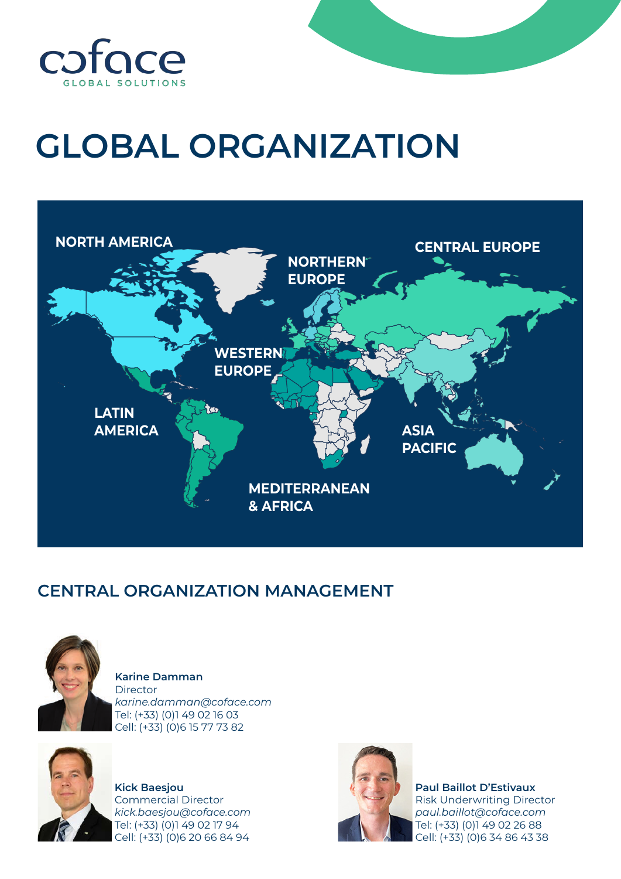coface
GLOBAL SOLUTIONS

# GLOBAL ORGANIZATION

NORTH AMERICA

NORTHERN EUROPE

CENTRAL EUROPE

WESTERN EUROPE

LATIN AMERICA

ASIA PACIFIC

MEDITERRANEAN & AFRICA

## CENTRAL ORGANIZATION MANAGEMENT

**Karine Damman**
Director
*karine.damman@coface.com*
Tel: (+33) (0)1 49 02 16 03
Cell: (+33) (0)6 15 77 73 82

**Kick Baesjou**
Commercial Director
*kick.baesjou@coface.com*
Tel: (+33) (0)1 49 02 17 94
Cell: (+33) (0)6 20 66 84 94

**Paul Baillot D'Estivaux**
Risk Underwriting Director
*paul.baillot@coface.com*
Tel: (+33) (0)1 49 02 26 88
Cell: (+33) (0)6 34 86 43 38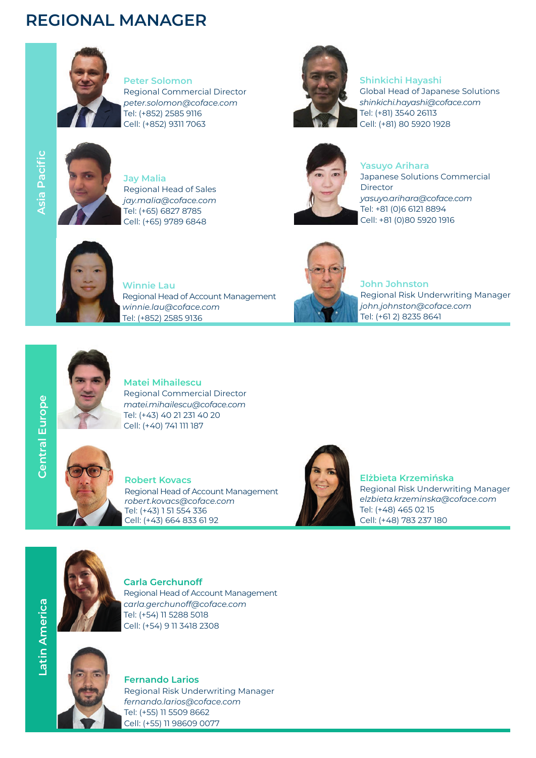# REGIONAL MANAGER

## Asia Pacific

**Peter Solomon**
Regional Commercial Director
*peter.solomon@coface.com*
Tel: (+852) 2585 9116
Cell: (+852) 9311 7063

**Shinkichi Hayashi**
Global Head of Japanese Solutions
*shinkichi.hayashi@coface.com*
Tel: (+81) 3540 26113
Cell: (+81) 80 5920 1928

**Jay Malia**
Regional Head of Sales
*jay.malia@coface.com*
Tel: (+65) 6827 8785
Cell: (+65) 9789 6848

**Yasuyo Arihara**
Japanese Solutions Commercial Director
*yasuyo.arihara@coface.com*
Tel: +81 (0)6 6121 8894
Cell: +81 (0)80 5920 1916

**Winnie Lau**
Regional Head of Account Management
*winnie.lau@coface.com*
Tel: (+852) 2585 9136

**John Johnston**
Regional Risk Underwriting Manager
*john.johnston@coface.com*
Tel: (+61 2) 8235 8641

## Central Europe

**Matei Mihailescu**
Regional Commercial Director
*matei.mihailescu@coface.com*
Tel: (+43) 40 21 231 40 20
Cell: (+40) 741 111 187

**Robert Kovacs**
Regional Head of Account Management
*robert.kovacs@coface.com*
Tel: (+43) 1 51 554 336
Cell: (+43) 664 833 61 92

**Elżbieta Krzemińska**
Regional Risk Underwriting Manager
*elzbieta.krzeminska@coface.com*
Tel: (+48) 465 02 15
Cell: (+48) 783 237 180

## Latin America

**Carla Gerchunoff**
Regional Head of Account Management
*carla.gerchunoff@coface.com*
Tel: (+54) 11 5288 5018
Cell: (+54) 9 11 3418 2308

**Fernando Larios**
Regional Risk Underwriting Manager
*fernando.larios@coface.com*
Tel: (+55) 11 5509 8662
Cell: (+55) 11 98609 0077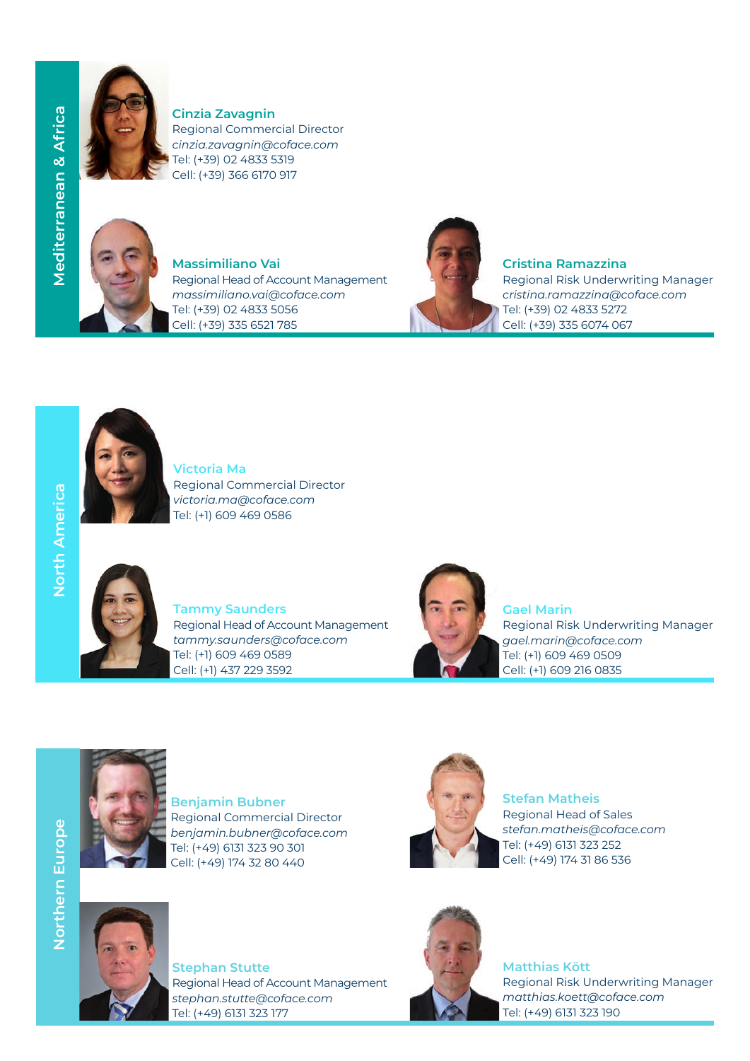## Mediterranean & Africa

**Cinzia Zavagnin**
Regional Commercial Director
*cinzia.zavagnin@coface.com*
Tel: (+39) 02 4833 5319
Cell: (+39) 366 6170 917

**Massimiliano Vai**
Regional Head of Account Management
*massimiliano.vai@coface.com*
Tel: (+39) 02 4833 5056
Cell: (+39) 335 6521 785

**Cristina Ramazzina**
Regional Risk Underwriting Manager
*cristina.ramazzina@coface.com*
Tel: (+39) 02 4833 5272
Cell: (+39) 335 6074 067

## North America

**Victoria Ma**
Regional Commercial Director
*victoria.ma@coface.com*
Tel: (+1) 609 469 0586

**Tammy Saunders**
Regional Head of Account Management
*tammy.saunders@coface.com*
Tel: (+1) 609 469 0589
Cell: (+1) 437 229 3592

**Gael Marin**
Regional Risk Underwriting Manager
*gael.marin@coface.com*
Tel: (+1) 609 469 0509
Cell: (+1) 609 216 0835

## Northern Europe

**Benjamin Bubner**
Regional Commercial Director
*benjamin.bubner@coface.com*
Tel: (+49) 6131 323 90 301
Cell: (+49) 174 32 80 440

**Stefan Matheis**
Regional Head of Sales
*stefan.matheis@coface.com*
Tel: (+49) 6131 323 252
Cell: (+49) 174 31 86 536

**Stephan Stutte**
Regional Head of Account Management
*stephan.stutte@coface.com*
Tel: (+49) 6131 323 177

**Matthias Kött**
Regional Risk Underwriting Manager
*matthias.koett@coface.com*
Tel: (+49) 6131 323 190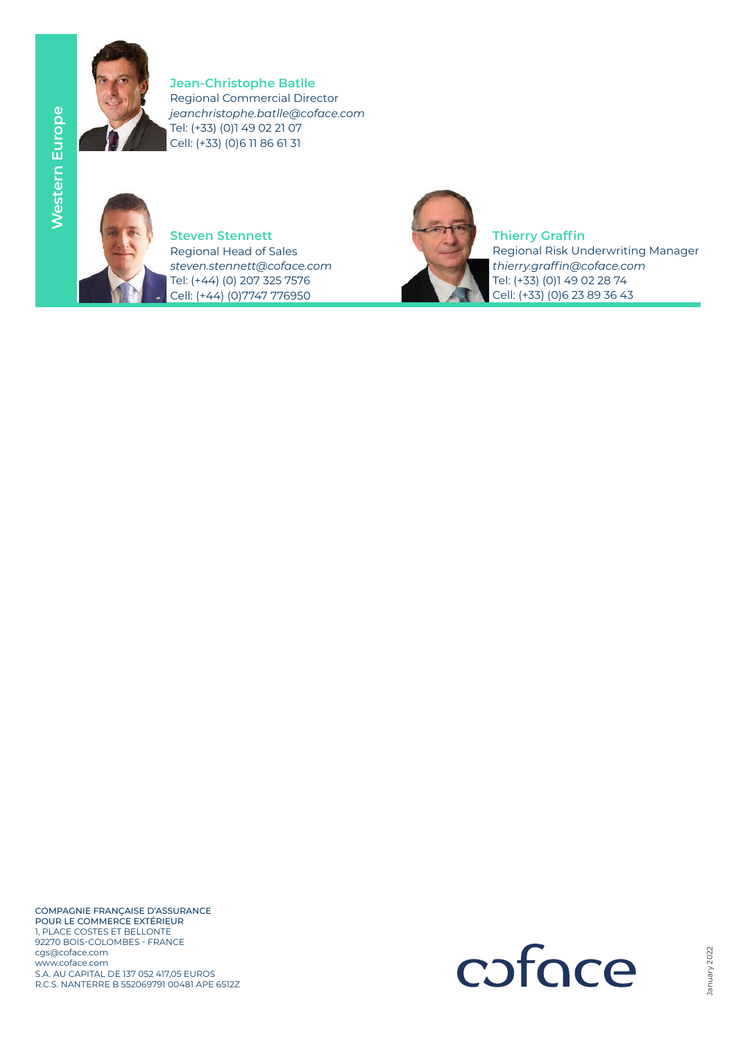## Western Europe

**Jean-Christophe Batlle**
Regional Commercial Director
*jeanchristophe.batlle@coface.com*
Tel: (+33) (0)1 49 02 21 07
Cell: (+33) (0)6 11 86 61 31

**Steven Stennett**
Regional Head of Sales
*steven.stennett@coface.com*
Tel: (+44) (0) 207 325 7576
Cell: (+44) (0)7747 776950

**Thierry Graffin**
Regional Risk Underwriting Manager
*thierry.graffin@coface.com*
Tel: (+33) (0)1 49 02 28 74
Cell: (+33) (0)6 23 89 36 43

COMPAGNIE FRANÇAISE D'ASSURANCE
POUR LE COMMERCE EXTÉRIEUR
1, PLACE COSTES ET BELLONTE
92270 BOIS-COLOMBES - FRANCE
cgs@coface.com
www.coface.com
S.A. AU CAPITAL DE 137 052 417,05 EUROS
R.C.S. NANTERRE B 552069791 00481 APE 6512Z

coface

January 2022